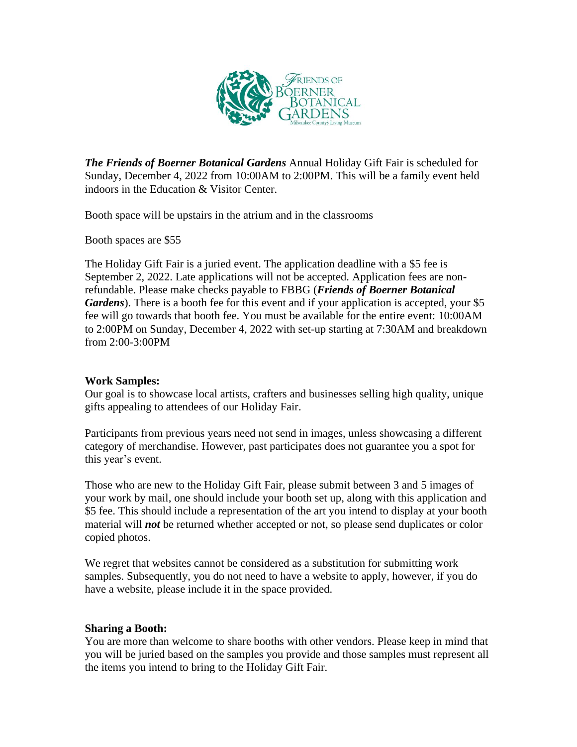***The Friends of Boerner Botanical Gardens*** Annual Holiday Gift Fair is scheduled for Sunday, December 4, 2022 from 10:00AM to 2:00PM. This will be a family event held indoors in the Education & Visitor Center.

Booth space will be upstairs in the atrium and in the classrooms

Booth spaces are $55

The Holiday Gift Fair is a juried event. The application deadline with a $5 fee is September 2, 2022. Late applications will not be accepted. Application fees are non-refundable. Please make checks payable to FBBG (***Friends of Boerner Botanical Gardens***). There is a booth fee for this event and if your application is accepted, your $5 fee will go towards that booth fee. You must be available for the entire event: 10:00AM to 2:00PM on Sunday, December 4, 2022 with set-up starting at 7:30AM and breakdown from 2:00-3:00PM

**Work Samples:**
Our goal is to showcase local artists, crafters and businesses selling high quality, unique gifts appealing to attendees of our Holiday Fair.

Participants from previous years need not send in images, unless showcasing a different category of merchandise. However, past participates does not guarantee you a spot for this year's event.

Those who are new to the Holiday Gift Fair, please submit between 3 and 5 images of your work by mail, one should include your booth set up, along with this application and $5 fee. This should include a representation of the art you intend to display at your booth material will ***not*** be returned whether accepted or not, so please send duplicates or color copied photos.

We regret that websites cannot be considered as a substitution for submitting work samples. Subsequently, you do not need to have a website to apply, however, if you do have a website, please include it in the space provided.

**Sharing a Booth:**
You are more than welcome to share booths with other vendors. Please keep in mind that you will be juried based on the samples you provide and those samples must represent all the items you intend to bring to the Holiday Gift Fair.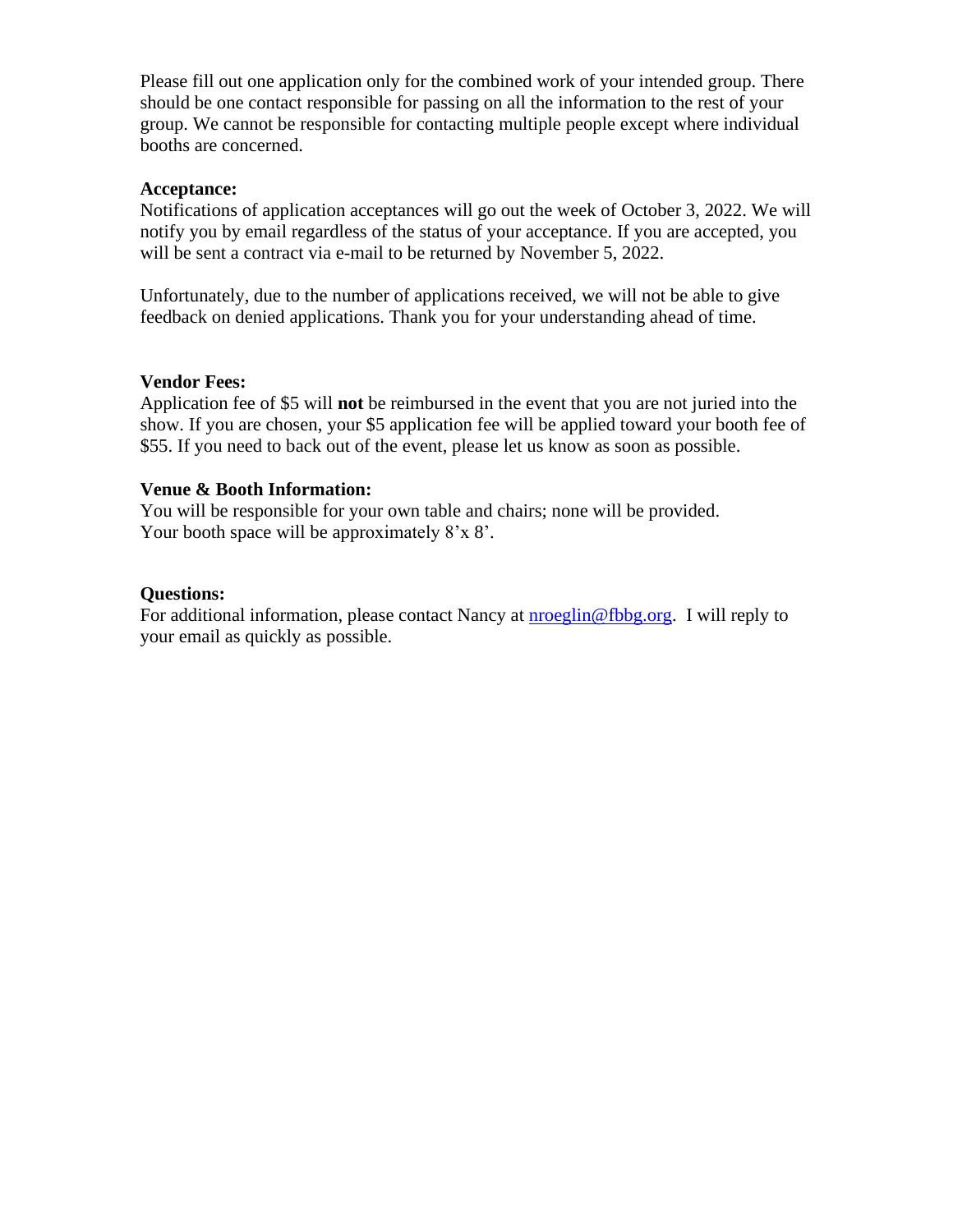Please fill out one application only for the combined work of your intended group. There should be one contact responsible for passing on all the information to the rest of your group. We cannot be responsible for contacting multiple people except where individual booths are concerned.

**Acceptance:**
Notifications of application acceptances will go out the week of October 3, 2022. We will notify you by email regardless of the status of your acceptance. If you are accepted, you will be sent a contract via e-mail to be returned by November 5, 2022.

Unfortunately, due to the number of applications received, we will not be able to give feedback on denied applications. Thank you for your understanding ahead of time.

**Vendor Fees:**
Application fee of $5 will **not** be reimbursed in the event that you are not juried into the show. If you are chosen, your $5 application fee will be applied toward your booth fee of $55. If you need to back out of the event, please let us know as soon as possible.

**Venue & Booth Information:**
You will be responsible for your own table and chairs; none will be provided.
Your booth space will be approximately 8'x 8'.

**Questions:**
For additional information, please contact Nancy at nroeglin@fbbg.org. I will reply to your email as quickly as possible.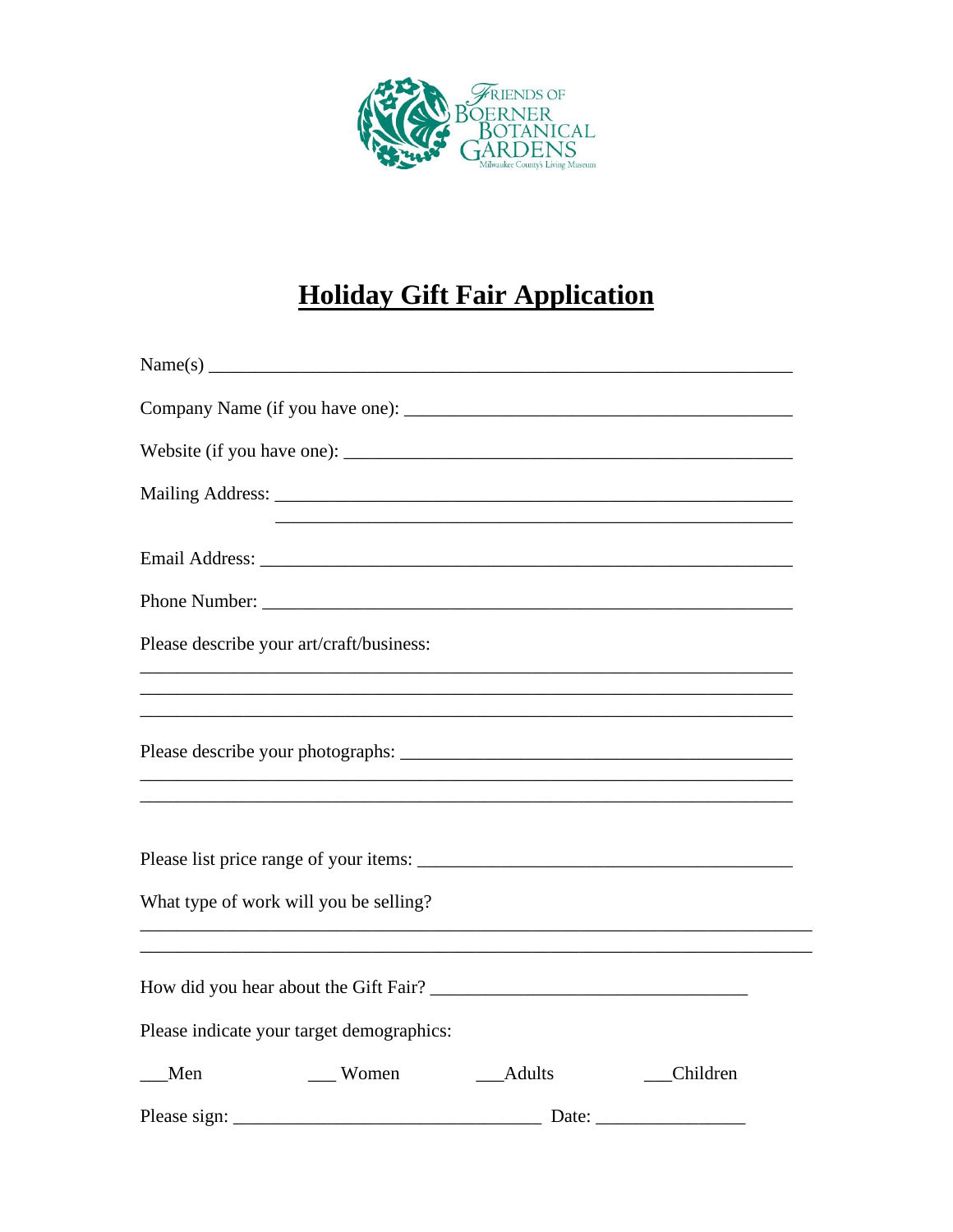FRIENDS OF BOERNER BOTANICAL GARDENS

Milwaukee County's Living Museum

# Holiday Gift Fair Application

Name(s) ___________________________________________________________

Company Name (if you have one): __________________________________________

Website (if you have one): ________________________________________________

Mailing Address: ______________________________________________________

______________________________________________________

Email Address: _______________________________________________________

Phone Number: _______________________________________________________

Please describe your art/craft/business:

_________________________________________________________________

_________________________________________________________________

_________________________________________________________________

Please describe your photographs: ___________________________________________

_________________________________________________________________

_________________________________________________________________

Please list price range of your items: ________________________________________

What type of work will you be selling?

_________________________________________________________________

_________________________________________________________________

How did you hear about the Gift Fair? _________________________________

Please indicate your target demographics:

___Men ___ Women ___Adults ___Children

Please sign: ________________________________ Date: ________________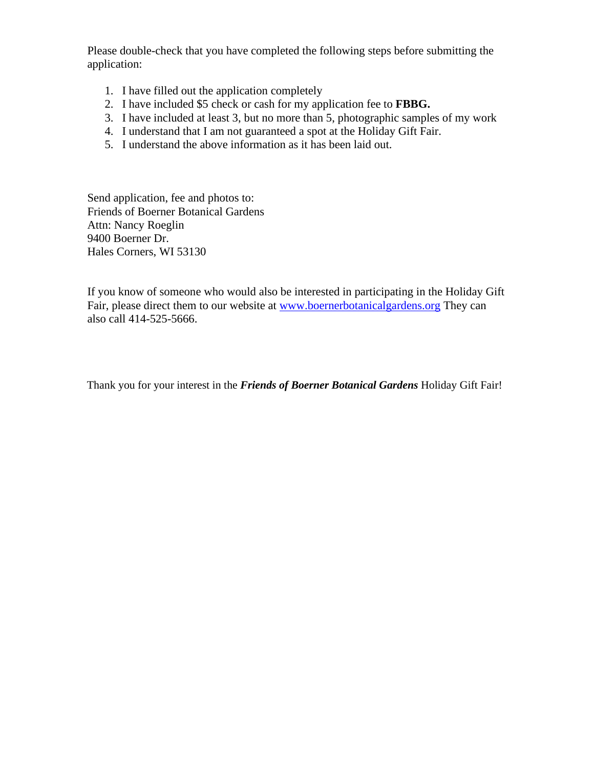Please double-check that you have completed the following steps before submitting the application:

1. I have filled out the application completely
2. I have included $5 check or cash for my application fee to **FBBG.**
3. I have included at least 3, but no more than 5, photographic samples of my work
4. I understand that I am not guaranteed a spot at the Holiday Gift Fair.
5. I understand the above information as it has been laid out.

Send application, fee and photos to:
Friends of Boerner Botanical Gardens
Attn: Nancy Roeglin
9400 Boerner Dr.
Hales Corners, WI 53130

If you know of someone who would also be interested in participating in the Holiday Gift Fair, please direct them to our website at [www.boernerbotanicalgardens.org](http://www.boernerbotanicalgardens.org) They can also call 414-525-5666.

Thank you for your interest in the ***Friends of Boerner Botanical Gardens*** Holiday Gift Fair!